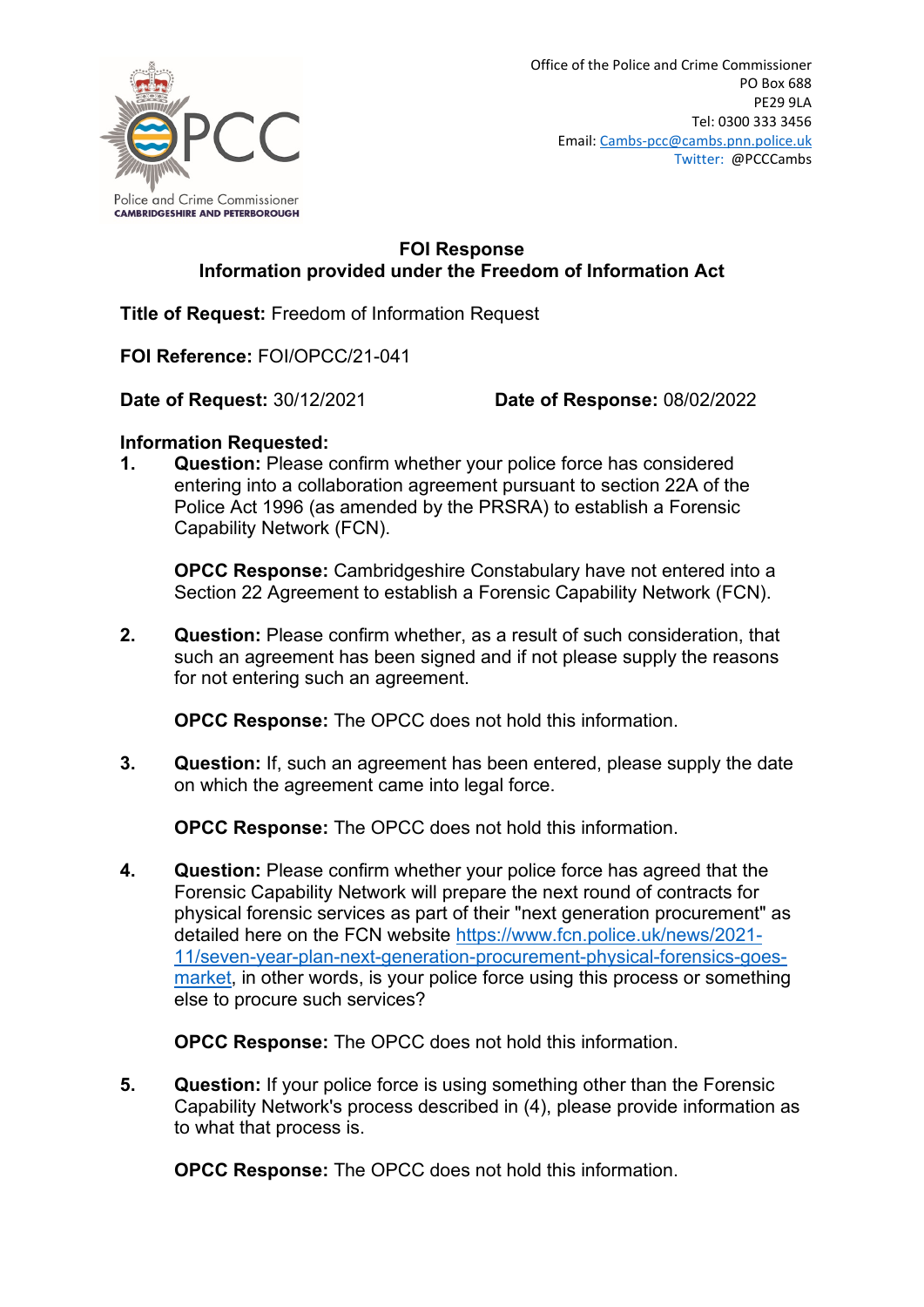Police and Crime Commissioner
CAMBRIDGESHIRE AND PETERBOROUGH

Office of the Police and Crime Commissioner
PO Box 688
PE29 9LA
Tel: 0300 333 3456
Email: Cambs-pcc@cambs.pnn.police.uk
Twitter: @PCCCambs

## FOI Response
## Information provided under the Freedom of Information Act

**Title of Request:** Freedom of Information Request

**FOI Reference:** FOI/OPCC/21-041

**Date of Request:** 30/12/2021 **Date of Response:** 08/02/2022

**Information Requested:**

1. **Question:** Please confirm whether your police force has considered entering into a collaboration agreement pursuant to section 22A of the Police Act 1996 (as amended by the PRSRA) to establish a Forensic Capability Network (FCN).

   **OPCC Response:** Cambridgeshire Constabulary have not entered into a Section 22 Agreement to establish a Forensic Capability Network (FCN).

2. **Question:** Please confirm whether, as a result of such consideration, that such an agreement has been signed and if not please supply the reasons for not entering such an agreement.

   **OPCC Response:** The OPCC does not hold this information.

3. **Question:** If, such an agreement has been entered, please supply the date on which the agreement came into legal force.

   **OPCC Response:** The OPCC does not hold this information.

4. **Question:** Please confirm whether your police force has agreed that the Forensic Capability Network will prepare the next round of contracts for physical forensic services as part of their "next generation procurement" as detailed here on the FCN website https://www.fcn.police.uk/news/2021-11/seven-year-plan-next-generation-procurement-physical-forensics-goes-market, in other words, is your police force using this process or something else to procure such services?

   **OPCC Response:** The OPCC does not hold this information.

5. **Question:** If your police force is using something other than the Forensic Capability Network's process described in (4), please provide information as to what that process is.

   **OPCC Response:** The OPCC does not hold this information.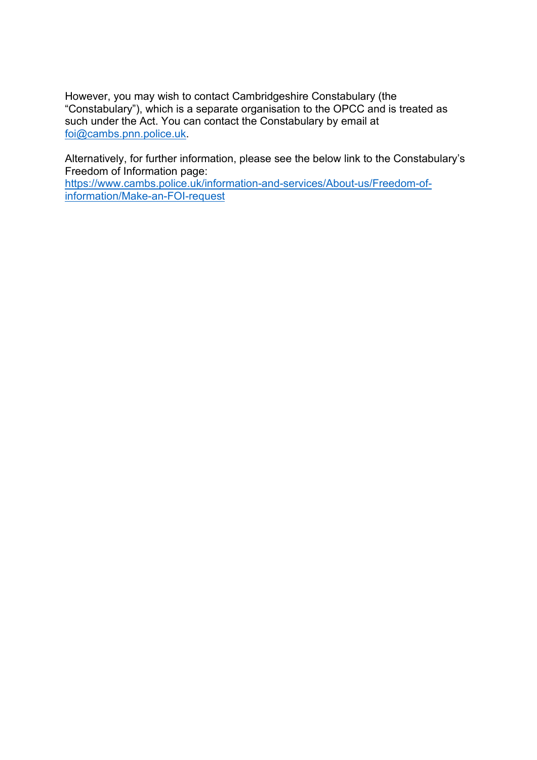However, you may wish to contact Cambridgeshire Constabulary (the "Constabulary"), which is a separate organisation to the OPCC and is treated as such under the Act. You can contact the Constabulary by email at [foi@cambs.pnn.police.uk](mailto:foi@cambs.pnn.police.uk).

Alternatively, for further information, please see the below link to the Constabulary's Freedom of Information page:
[https://www.cambs.police.uk/information-and-services/About-us/Freedom-of-information/Make-an-FOI-request](https://www.cambs.police.uk/information-and-services/About-us/Freedom-of-information/Make-an-FOI-request)